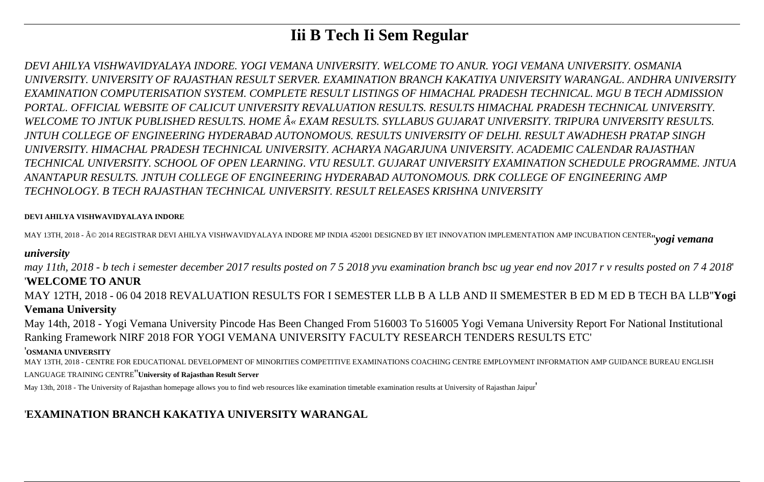# Iii B Tech Ii Sem Regular

*DEVI AHILYA VISHWAVIDYALAYA INDORE. YOGI VEMANA UNIVERSITY. WELCOME TO ANUR. YOGI VEMANA UNIVERSITY. OSMANIA UNIVERSITY. UNIVERSITY OF RAJASTHAN RESULT SERVER. EXAMINATION BRANCH KAKATIYA UNIVERSITY WARANGAL. ANDHRA UNIVERSITY EXAMINATION COMPUTERISATION SYSTEM. COMPLETE RESULT LISTINGS OF HIMACHAL PRADESH TECHNICAL. MGU B TECH ADMISSION PORTAL. OFFICIAL WEBSITE OF CALICUT UNIVERSITY REVALUATION RESULTS. RESULTS HIMACHAL PRADESH TECHNICAL UNIVERSITY. WELCOME TO JNTUK PUBLISHED RESULTS. HOME Â« EXAM RESULTS. SYLLABUS GUJARAT UNIVERSITY. TRIPURA UNIVERSITY RESULTS. JNTUH COLLEGE OF ENGINEERING HYDERABAD AUTONOMOUS. RESULTS UNIVERSITY OF DELHI. RESULT AWADHESH PRATAP SINGH UNIVERSITY. HIMACHAL PRADESH TECHNICAL UNIVERSITY. ACHARYA NAGARJUNA UNIVERSITY. ACADEMIC CALENDAR RAJASTHAN TECHNICAL UNIVERSITY. SCHOOL OF OPEN LEARNING. VTU RESULT. GUJARAT UNIVERSITY EXAMINATION SCHEDULE PROGRAMME. JNTUA ANANTAPUR RESULTS. JNTUH COLLEGE OF ENGINEERING HYDERABAD AUTONOMOUS. DRK COLLEGE OF ENGINEERING AMP TECHNOLOGY. B TECH RAJASTHAN TECHNICAL UNIVERSITY. RESULT RELEASES KRISHNA UNIVERSITY*

**DEVI AHILYA VISHWAVIDYALAYA INDORE**

MAY 13TH, 2018 - Â© 2014 REGISTRAR DEVI AHILYA VISHWAVIDYALAYA INDORE MP INDIA 452001 DESIGNED BY IET INNOVATION IMPLEMENTATION AMP INCUBATION CENTER''***yogi vemana university***

*may 11th, 2018 - b tech i semester december 2017 results posted on 7 5 2018 yvu examination branch bsc ug year end nov 2017 r v results posted on 7 4 2018*'

'**WELCOME TO ANUR**

MAY 12TH, 2018 - 06 04 2018 REVALUATION RESULTS FOR I SEMESTER LLB B A LLB AND II SMEMESTER B ED M ED B TECH BA LLB''**Yogi Vemana University**

May 14th, 2018 - Yogi Vemana University Pincode Has Been Changed From 516003 To 516005 Yogi Vemana University Report For National Institutional Ranking Framework NIRF 2018 FOR YOGI VEMANA UNIVERSITY FACULTY RESEARCH TENDERS RESULTS ETC'

'**OSMANIA UNIVERSITY**

MAY 13TH, 2018 - CENTRE FOR EDUCATIONAL DEVELOPMENT OF MINORITIES COMPETITIVE EXAMINATIONS COACHING CENTRE EMPLOYMENT INFORMATION AMP GUIDANCE BUREAU ENGLISH LANGUAGE TRAINING CENTRE''**University of Rajasthan Result Server**

May 13th, 2018 - The University of Rajasthan homepage allows you to find web resources like examination timetable examination results at University of Rajasthan Jaipur'

'**EXAMINATION BRANCH KAKATIYA UNIVERSITY WARANGAL**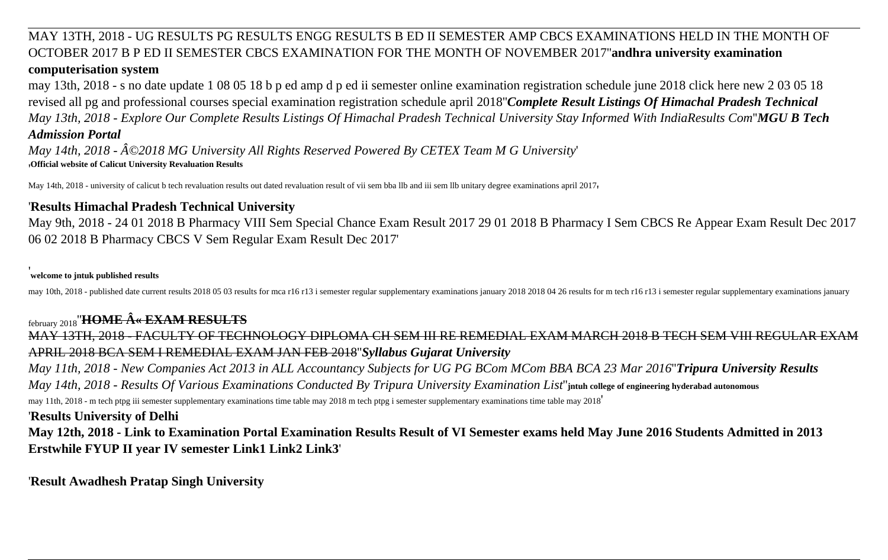MAY 13TH, 2018 - UG RESULTS PG RESULTS ENGG RESULTS B ED II SEMESTER AMP CBCS EXAMINATIONS HELD IN THE MONTH OF OCTOBER 2017 B P ED II SEMESTER CBCS EXAMINATION FOR THE MONTH OF NOVEMBER 2017''**andhra university examination computerisation system**

may 13th, 2018 - s no date update 1 08 05 18 b p ed amp d p ed ii semester online examination registration schedule june 2018 click here new 2 03 05 18 revised all pg and professional courses special examination registration schedule april 2018''***Complete Result Listings Of Himachal Pradesh Technical***

*May 13th, 2018 - Explore Our Complete Results Listings Of Himachal Pradesh Technical University Stay Informed With IndiaResults Com*''***MGU B Tech Admission Portal***

*May 14th, 2018 - Â©2018 MG University All Rights Reserved Powered By CETEX Team M G University*'

'**Official website of Calicut University Revaluation Results**

May 14th, 2018 - university of calicut b tech revaluation results out dated revaluation result of vii sem bba llb and iii sem llb unitary degree examinations april 2017'

'**Results Himachal Pradesh Technical University**

May 9th, 2018 - 24 01 2018 B Pharmacy VIII Sem Special Chance Exam Result 2017 29 01 2018 B Pharmacy I Sem CBCS Re Appear Exam Result Dec 2017 06 02 2018 B Pharmacy CBCS V Sem Regular Exam Result Dec 2017'

'**welcome to jntuk published results**

may 10th, 2018 - published date current results 2018 05 03 results for mca r16 r13 i semester regular supplementary examinations january 2018 2018 04 26 results for m tech r16 r13 i semester regular supplementary examinations january february 2018''**HOME Â« EXAM RESULTS**

MAY 13TH, 2018 - FACULTY OF TECHNOLOGY DIPLOMA CH SEM III RE REMEDIAL EXAM MARCH 2018 B TECH SEM VIII REGULAR EXAM APRIL 2018 BCA SEM I REMEDIAL EXAM JAN FEB 2018''***Syllabus Gujarat University***

*May 11th, 2018 - New Companies Act 2013 in ALL Accountancy Subjects for UG PG BCom MCom BBA BCA 23 Mar 2016*''***Tripura University Results***

*May 14th, 2018 - Results Of Various Examinations Conducted By Tripura University Examination List*''**jntuh college of engineering hyderabad autonomous**

may 11th, 2018 - m tech ptpg iii semester supplementary examinations time table may 2018 m tech ptpg i semester supplementary examinations time table may 2018'

'**Results University of Delhi**

**May 12th, 2018 - Link to Examination Portal Examination Results Result of VI Semester exams held May June 2016 Students Admitted in 2013 Erstwhile FYUP II year IV semester Link1 Link2 Link3**'

'**Result Awadhesh Pratap Singh University**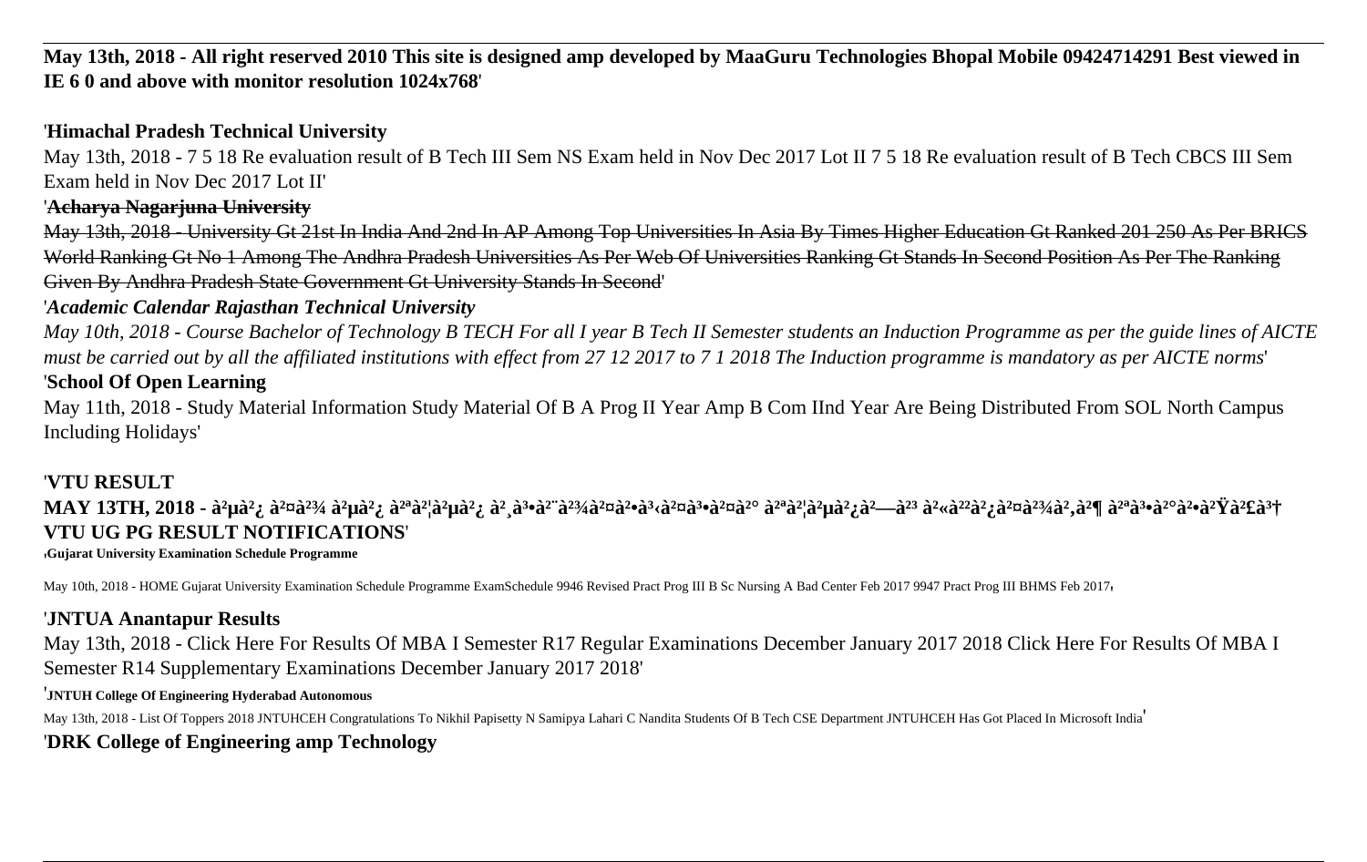**May 13th, 2018 - All right reserved 2010 This site is designed amp developed by MaaGuru Technologies Bhopal Mobile 09424714291 Best viewed in IE 6 0 and above with monitor resolution 1024x768**'

'**Himachal Pradesh Technical University**

May 13th, 2018 - 7 5 18 Re evaluation result of B Tech III Sem NS Exam held in Nov Dec 2017 Lot II 7 5 18 Re evaluation result of B Tech CBCS III Sem Exam held in Nov Dec 2017 Lot II'

'~~**Acharya Nagarjuna University**~~

~~May 13th, 2018 - University Gt 21st In India And 2nd In AP Among Top Universities In Asia By Times Higher Education Gt Ranked 201 250 As Per BRICS World Ranking Gt No 1 Among The Andhra Pradesh Universities As Per Web Of Universities Ranking Gt Stands In Second Position As Per The Ranking Given By Andhra Pradesh State Government Gt University Stands In Second~~'

'***Academic Calendar Rajasthan Technical University***

*May 10th, 2018 - Course Bachelor of Technology B TECH For all I year B Tech II Semester students an Induction Programme as per the guide lines of AICTE must be carried out by all the affiliated institutions with effect from 27 12 2017 to 7 1 2018 The Induction programme is mandatory as per AICTE norms*'

'**School Of Open Learning**

May 11th, 2018 - Study Material Information Study Material Of B A Prog II Year Amp B Com IInd Year Are Being Distributed From SOL North Campus Including Holidays'

'**VTU RESULT**

**MAY 13TH, 2018 - à²µà²¿ à²¤à²¾ à²µà²¿ à²ªà²¦à²µà²¿ à²¸à³•à²¨à²¾à²¤à²•à³‹à²¤à³•à²¤à²° à²ªà²¦à²µà²¿à²—à³ à²«à²²à²¿à²¤à²¾à²‚à²¶ à²ªà³•à²°à²•à²Ÿà²£à³† VTU UG PG RESULT NOTIFICATIONS**'

'**Gujarat University Examination Schedule Programme**

May 10th, 2018 - HOME Gujarat University Examination Schedule Programme ExamSchedule 9946 Revised Pract Prog III B Sc Nursing A Bad Center Feb 2017 9947 Pract Prog III BHMS Feb 2017'

'**JNTUA Anantapur Results**

May 13th, 2018 - Click Here For Results Of MBA I Semester R17 Regular Examinations December January 2017 2018 Click Here For Results Of MBA I Semester R14 Supplementary Examinations December January 2017 2018'

'**JNTUH College Of Engineering Hyderabad Autonomous**

May 13th, 2018 - List Of Toppers 2018 JNTUHCEH Congratulations To Nikhil Papisetty N Samipya Lahari C Nandita Students Of B Tech CSE Department JNTUHCEH Has Got Placed In Microsoft India'

'**DRK College of Engineering amp Technology**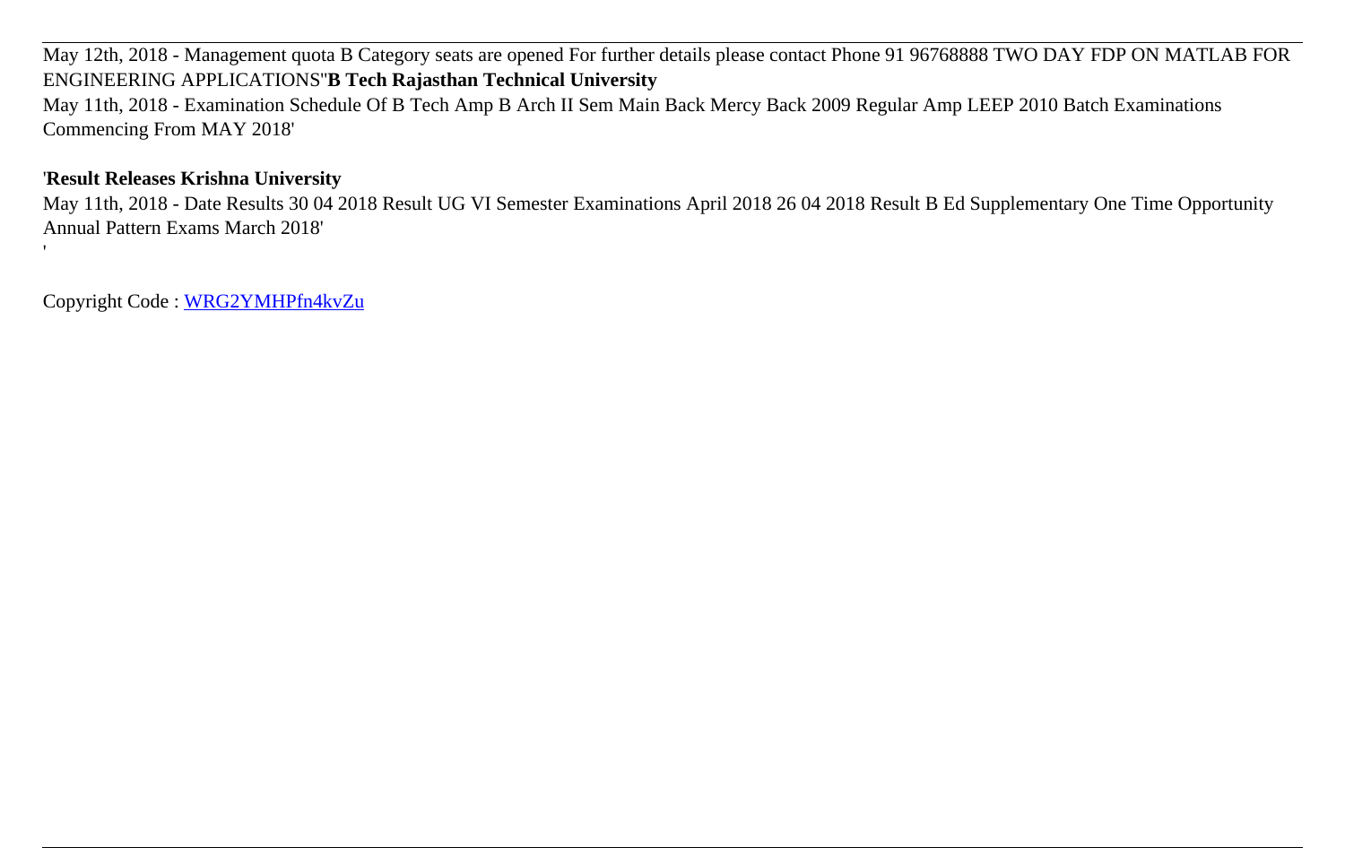May 12th, 2018 - Management quota B Category seats are opened For further details please contact Phone 91 96768888 TWO DAY FDP ON MATLAB FOR ENGINEERING APPLICATIONS''**B Tech Rajasthan Technical University**

May 11th, 2018 - Examination Schedule Of B Tech Amp B Arch II Sem Main Back Mercy Back 2009 Regular Amp LEEP 2010 Batch Examinations Commencing From MAY 2018'

'**Result Releases Krishna University**

May 11th, 2018 - Date Results 30 04 2018 Result UG VI Semester Examinations April 2018 26 04 2018 Result B Ed Supplementary One Time Opportunity Annual Pattern Exams March 2018'

'

Copyright Code : WRG2YMHPfn4kvZu